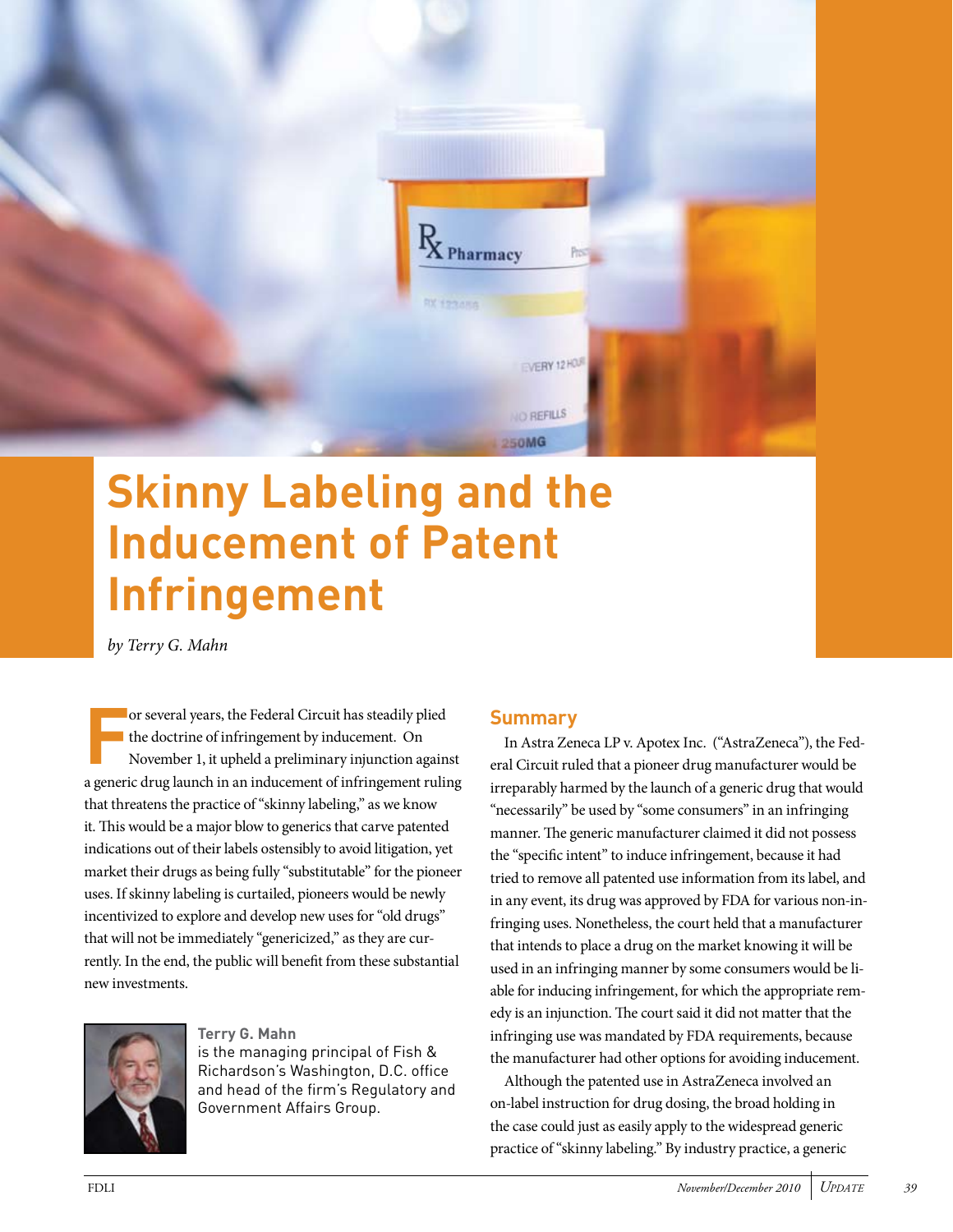# Skinny Labeling and the Inducement of Patent Infringement

*by Terry G. Mahn*

For several years, the Federal Circuit has steadily plied the doctrine of infringement by inducement. On November 1, it upheld a preliminary injunction against a generic drug launch in an inducement of infringement ruling that threatens the practice of "skinny labeling," as we know it. This would be a major blow to generics that carve patented indications out of their labels ostensibly to avoid litigation, yet market their drugs as being fully "substitutable" for the pioneer uses. If skinny labeling is curtailed, pioneers would be newly incentivized to explore and develop new uses for "old drugs" that will not be immediately "genericized," as they are currently. In the end, the public will benefit from these substantial new investments.

**Terry G. Mahn** is the managing principal of Fish & Richardson's Washington, D.C. office and head of the firm's Regulatory and Government Affairs Group.

## Summary

In Astra Zeneca LP v. Apotex Inc. ("AstraZeneca"), the Federal Circuit ruled that a pioneer drug manufacturer would be irreparably harmed by the launch of a generic drug that would "necessarily" be used by "some consumers" in an infringing manner. The generic manufacturer claimed it did not possess the "specific intent" to induce infringement, because it had tried to remove all patented use information from its label, and in any event, its drug was approved by FDA for various non-infringing uses. Nonetheless, the court held that a manufacturer that intends to place a drug on the market knowing it will be used in an infringing manner by some consumers would be liable for inducing infringement, for which the appropriate remedy is an injunction. The court said it did not matter that the infringing use was mandated by FDA requirements, because the manufacturer had other options for avoiding inducement.

Although the patented use in AstraZeneca involved an on-label instruction for drug dosing, the broad holding in the case could just as easily apply to the widespread generic practice of "skinny labeling." By industry practice, a generic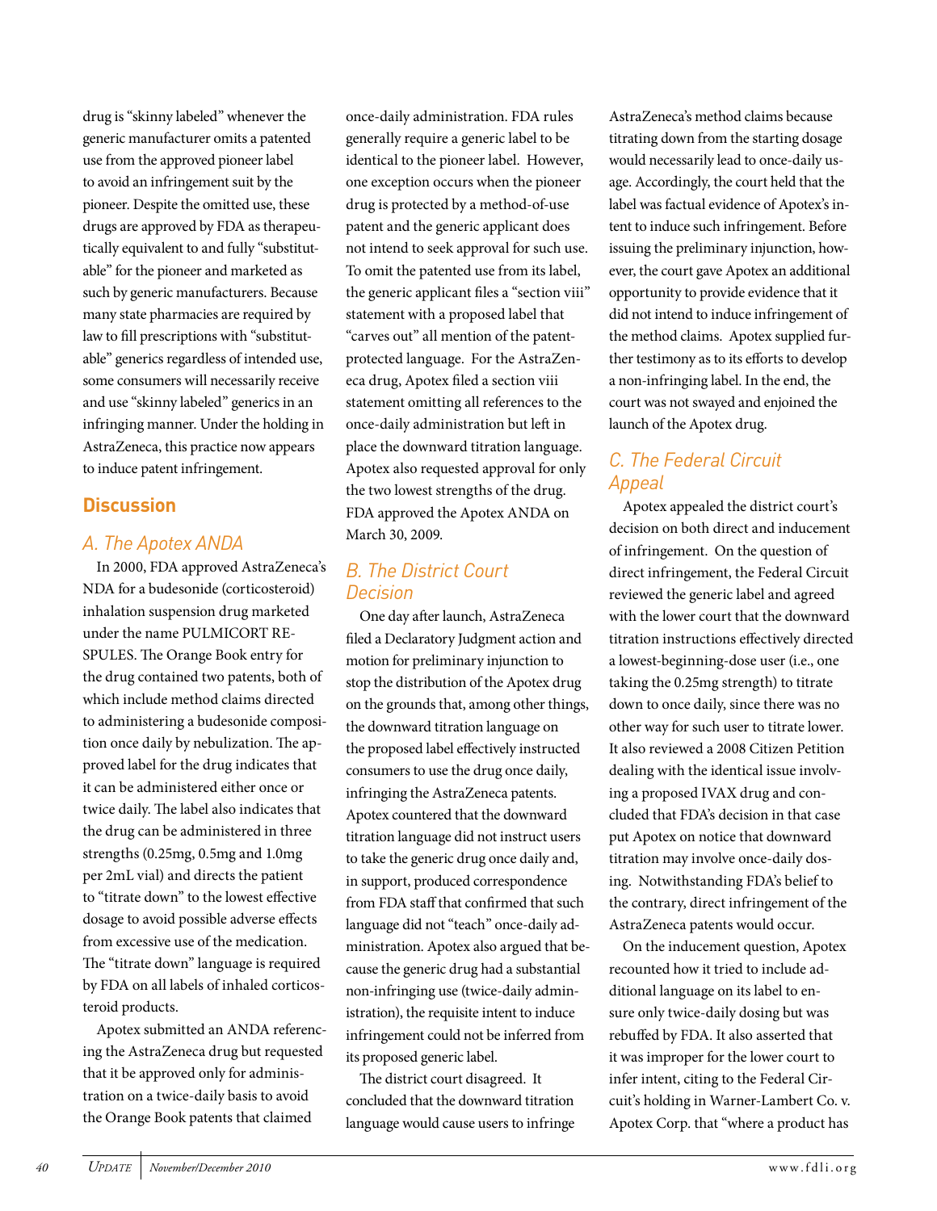drug is "skinny labeled" whenever the generic manufacturer omits a patented use from the approved pioneer label to avoid an infringement suit by the pioneer. Despite the omitted use, these drugs are approved by FDA as therapeutically equivalent to and fully "substitutable" for the pioneer and marketed as such by generic manufacturers. Because many state pharmacies are required by law to fill prescriptions with "substitutable" generics regardless of intended use, some consumers will necessarily receive and use "skinny labeled" generics in an infringing manner. Under the holding in AstraZeneca, this practice now appears to induce patent infringement.

## Discussion

### *A. The Apotex ANDA*

In 2000, FDA approved AstraZeneca's NDA for a budesonide (corticosteroid) inhalation suspension drug marketed under the name PULMICORT RESPULES. The Orange Book entry for the drug contained two patents, both of which include method claims directed to administering a budesonide composition once daily by nebulization. The approved label for the drug indicates that it can be administered either once or twice daily. The label also indicates that the drug can be administered in three strengths (0.25mg, 0.5mg and 1.0mg per 2mL vial) and directs the patient to "titrate down" to the lowest effective dosage to avoid possible adverse effects from excessive use of the medication. The "titrate down" language is required by FDA on all labels of inhaled corticosteroid products.

Apotex submitted an ANDA referencing the AstraZeneca drug but requested that it be approved only for administration on a twice-daily basis to avoid the Orange Book patents that claimed once-daily administration. FDA rules generally require a generic label to be identical to the pioneer label. However, one exception occurs when the pioneer drug is protected by a method-of-use patent and the generic applicant does not intend to seek approval for such use. To omit the patented use from its label, the generic applicant files a "section viii" statement with a proposed label that "carves out" all mention of the patent-protected language. For the AstraZeneca drug, Apotex filed a section viii statement omitting all references to the once-daily administration but left in place the downward titration language. Apotex also requested approval for only the two lowest strengths of the drug. FDA approved the Apotex ANDA on March 30, 2009.

### *B. The District Court Decision*

One day after launch, AstraZeneca filed a Declaratory Judgment action and motion for preliminary injunction to stop the distribution of the Apotex drug on the grounds that, among other things, the downward titration language on the proposed label effectively instructed consumers to use the drug once daily, infringing the AstraZeneca patents. Apotex countered that the downward titration language did not instruct users to take the generic drug once daily and, in support, produced correspondence from FDA staff that confirmed that such language did not "teach" once-daily administration. Apotex also argued that because the generic drug had a substantial non-infringing use (twice-daily administration), the requisite intent to induce infringement could not be inferred from its proposed generic label.

The district court disagreed. It concluded that the downward titration language would cause users to infringe AstraZeneca's method claims because titrating down from the starting dosage would necessarily lead to once-daily usage. Accordingly, the court held that the label was factual evidence of Apotex's intent to induce such infringement. Before issuing the preliminary injunction, however, the court gave Apotex an additional opportunity to provide evidence that it did not intend to induce infringement of the method claims. Apotex supplied further testimony as to its efforts to develop a non-infringing label. In the end, the court was not swayed and enjoined the launch of the Apotex drug.

### *C. The Federal Circuit Appeal*

Apotex appealed the district court's decision on both direct and inducement of infringement. On the question of direct infringement, the Federal Circuit reviewed the generic label and agreed with the lower court that the downward titration instructions effectively directed a lowest-beginning-dose user (i.e., one taking the 0.25mg strength) to titrate down to once daily, since there was no other way for such user to titrate lower. It also reviewed a 2008 Citizen Petition dealing with the identical issue involving a proposed IVAX drug and concluded that FDA's decision in that case put Apotex on notice that downward titration may involve once-daily dosing. Notwithstanding FDA's belief to the contrary, direct infringement of the AstraZeneca patents would occur.

On the inducement question, Apotex recounted how it tried to include additional language on its label to ensure only twice-daily dosing but was rebuffed by FDA. It also asserted that it was improper for the lower court to infer intent, citing to the Federal Circuit's holding in Warner-Lambert Co. v. Apotex Corp. that "where a product has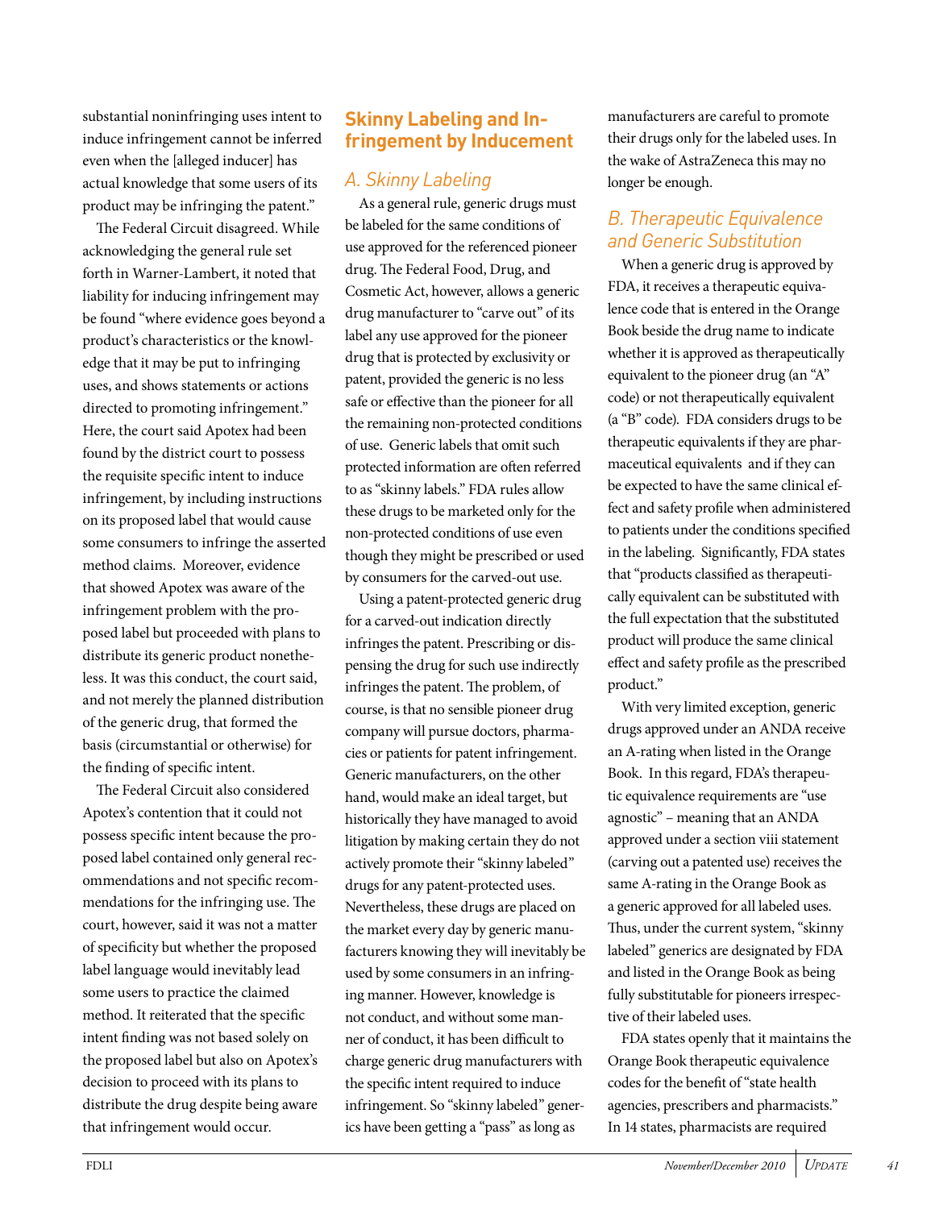substantial noninfringing uses intent to induce infringement cannot be inferred even when the [alleged inducer] has actual knowledge that some users of its product may be infringing the patent."

The Federal Circuit disagreed. While acknowledging the general rule set forth in Warner-Lambert, it noted that liability for inducing infringement may be found "where evidence goes beyond a product's characteristics or the knowledge that it may be put to infringing uses, and shows statements or actions directed to promoting infringement." Here, the court said Apotex had been found by the district court to possess the requisite specific intent to induce infringement, by including instructions on its proposed label that would cause some consumers to infringe the asserted method claims. Moreover, evidence that showed Apotex was aware of the infringement problem with the proposed label but proceeded with plans to distribute its generic product nonetheless. It was this conduct, the court said, and not merely the planned distribution of the generic drug, that formed the basis (circumstantial or otherwise) for the finding of specific intent.

The Federal Circuit also considered Apotex's contention that it could not possess specific intent because the proposed label contained only general recommendations and not specific recommendations for the infringing use. The court, however, said it was not a matter of specificity but whether the proposed label language would inevitably lead some users to practice the claimed method. It reiterated that the specific intent finding was not based solely on the proposed label but also on Apotex's decision to proceed with its plans to distribute the drug despite being aware that infringement would occur.

## Skinny Labeling and Infringement by Inducement

### *A. Skinny Labeling*

As a general rule, generic drugs must be labeled for the same conditions of use approved for the referenced pioneer drug. The Federal Food, Drug, and Cosmetic Act, however, allows a generic drug manufacturer to "carve out" of its label any use approved for the pioneer drug that is protected by exclusivity or patent, provided the generic is no less safe or effective than the pioneer for all the remaining non-protected conditions of use. Generic labels that omit such protected information are often referred to as "skinny labels." FDA rules allow these drugs to be marketed only for the non-protected conditions of use even though they might be prescribed or used by consumers for the carved-out use.

Using a patent-protected generic drug for a carved-out indication directly infringes the patent. Prescribing or dispensing the drug for such use indirectly infringes the patent. The problem, of course, is that no sensible pioneer drug company will pursue doctors, pharmacies or patients for patent infringement. Generic manufacturers, on the other hand, would make an ideal target, but historically they have managed to avoid litigation by making certain they do not actively promote their "skinny labeled" drugs for any patent-protected uses. Nevertheless, these drugs are placed on the market every day by generic manufacturers knowing they will inevitably be used by some consumers in an infringing manner. However, knowledge is not conduct, and without some manner of conduct, it has been difficult to charge generic drug manufacturers with the specific intent required to induce infringement. So "skinny labeled" generics have been getting a "pass" as long as manufacturers are careful to promote their drugs only for the labeled uses. In the wake of AstraZeneca this may no longer be enough.

### *B. Therapeutic Equivalence and Generic Substitution*

When a generic drug is approved by FDA, it receives a therapeutic equivalence code that is entered in the Orange Book beside the drug name to indicate whether it is approved as therapeutically equivalent to the pioneer drug (an "A" code) or not therapeutically equivalent (a "B" code). FDA considers drugs to be therapeutic equivalents if they are pharmaceutical equivalents and if they can be expected to have the same clinical effect and safety profile when administered to patients under the conditions specified in the labeling. Significantly, FDA states that "products classified as therapeutically equivalent can be substituted with the full expectation that the substituted product will produce the same clinical effect and safety profile as the prescribed product."

With very limited exception, generic drugs approved under an ANDA receive an A-rating when listed in the Orange Book. In this regard, FDA's therapeutic equivalence requirements are "use agnostic" – meaning that an ANDA approved under a section viii statement (carving out a patented use) receives the same A-rating in the Orange Book as a generic approved for all labeled uses. Thus, under the current system, "skinny labeled" generics are designated by FDA and listed in the Orange Book as being fully substitutable for pioneers irrespective of their labeled uses.

FDA states openly that it maintains the Orange Book therapeutic equivalence codes for the benefit of "state health agencies, prescribers and pharmacists." In 14 states, pharmacists are required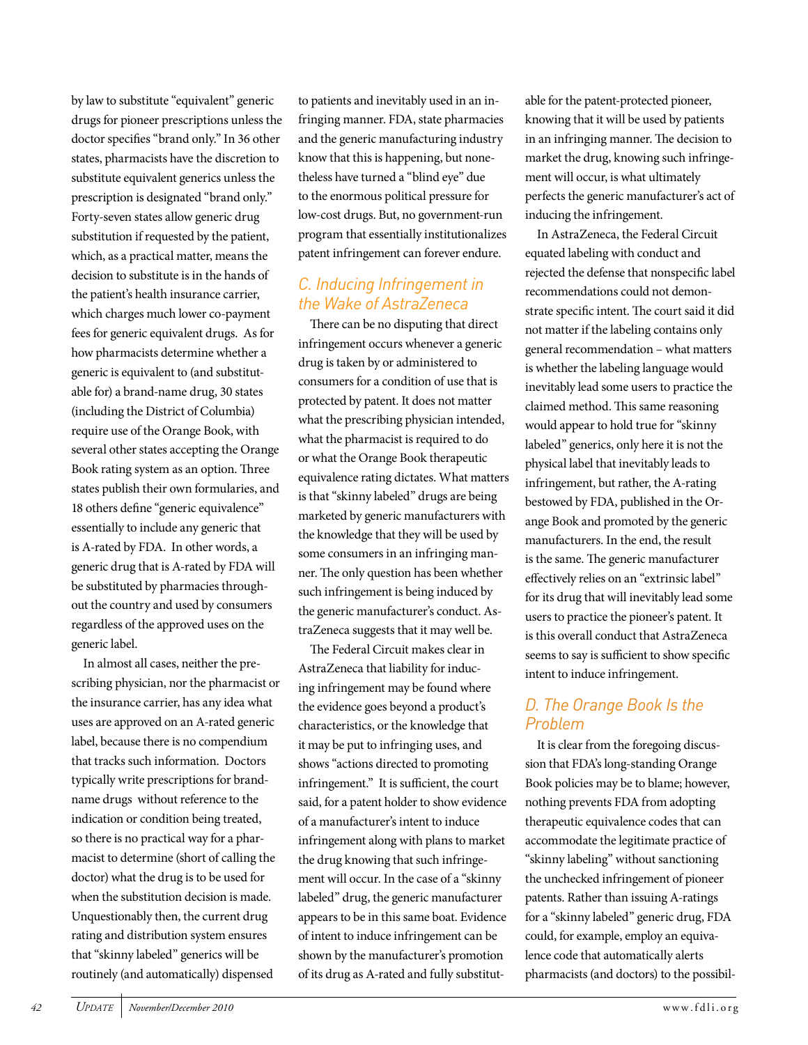by law to substitute "equivalent" generic drugs for pioneer prescriptions unless the doctor specifies "brand only." In 36 other states, pharmacists have the discretion to substitute equivalent generics unless the prescription is designated "brand only." Forty-seven states allow generic drug substitution if requested by the patient, which, as a practical matter, means the decision to substitute is in the hands of the patient's health insurance carrier, which charges much lower co-payment fees for generic equivalent drugs. As for how pharmacists determine whether a generic is equivalent to (and substitutable for) a brand-name drug, 30 states (including the District of Columbia) require use of the Orange Book, with several other states accepting the Orange Book rating system as an option. Three states publish their own formularies, and 18 others define "generic equivalence" essentially to include any generic that is A-rated by FDA. In other words, a generic drug that is A-rated by FDA will be substituted by pharmacies throughout the country and used by consumers regardless of the approved uses on the generic label.

In almost all cases, neither the prescribing physician, nor the pharmacist or the insurance carrier, has any idea what uses are approved on an A-rated generic label, because there is no compendium that tracks such information. Doctors typically write prescriptions for brand-name drugs without reference to the indication or condition being treated, so there is no practical way for a pharmacist to determine (short of calling the doctor) what the drug is to be used for when the substitution decision is made. Unquestionably then, the current drug rating and distribution system ensures that "skinny labeled" generics will be routinely (and automatically) dispensed to patients and inevitably used in an infringing manner. FDA, state pharmacies and the generic manufacturing industry know that this is happening, but nonetheless have turned a "blind eye" due to the enormous political pressure for low-cost drugs. But, no government-run program that essentially institutionalizes patent infringement can forever endure.

## C. Inducing Infringement in the Wake of AstraZeneca

There can be no disputing that direct infringement occurs whenever a generic drug is taken by or administered to consumers for a condition of use that is protected by patent. It does not matter what the prescribing physician intended, what the pharmacist is required to do or what the Orange Book therapeutic equivalence rating dictates. What matters is that "skinny labeled" drugs are being marketed by generic manufacturers with the knowledge that they will be used by some consumers in an infringing manner. The only question has been whether such infringement is being induced by the generic manufacturer's conduct. AstraZeneca suggests that it may well be.

The Federal Circuit makes clear in AstraZeneca that liability for inducing infringement may be found where the evidence goes beyond a product's characteristics, or the knowledge that it may be put to infringing uses, and shows "actions directed to promoting infringement." It is sufficient, the court said, for a patent holder to show evidence of a manufacturer's intent to induce infringement along with plans to market the drug knowing that such infringement will occur. In the case of a "skinny labeled" drug, the generic manufacturer appears to be in this same boat. Evidence of intent to induce infringement can be shown by the manufacturer's promotion of its drug as A-rated and fully substitutable for the patent-protected pioneer, knowing that it will be used by patients in an infringing manner. The decision to market the drug, knowing such infringement will occur, is what ultimately perfects the generic manufacturer's act of inducing the infringement.

In AstraZeneca, the Federal Circuit equated labeling with conduct and rejected the defense that nonspecific label recommendations could not demonstrate specific intent. The court said it did not matter if the labeling contains only general recommendation – what matters is whether the labeling language would inevitably lead some users to practice the claimed method. This same reasoning would appear to hold true for "skinny labeled" generics, only here it is not the physical label that inevitably leads to infringement, but rather, the A-rating bestowed by FDA, published in the Orange Book and promoted by the generic manufacturers. In the end, the result is the same. The generic manufacturer effectively relies on an "extrinsic label" for its drug that will inevitably lead some users to practice the pioneer's patent. It is this overall conduct that AstraZeneca seems to say is sufficient to show specific intent to induce infringement.

## D. The Orange Book Is the Problem

It is clear from the foregoing discussion that FDA's long-standing Orange Book policies may be to blame; however, nothing prevents FDA from adopting therapeutic equivalence codes that can accommodate the legitimate practice of "skinny labeling" without sanctioning the unchecked infringement of pioneer patents. Rather than issuing A-ratings for a "skinny labeled" generic drug, FDA could, for example, employ an equivalence code that automatically alerts pharmacists (and doctors) to the possibil-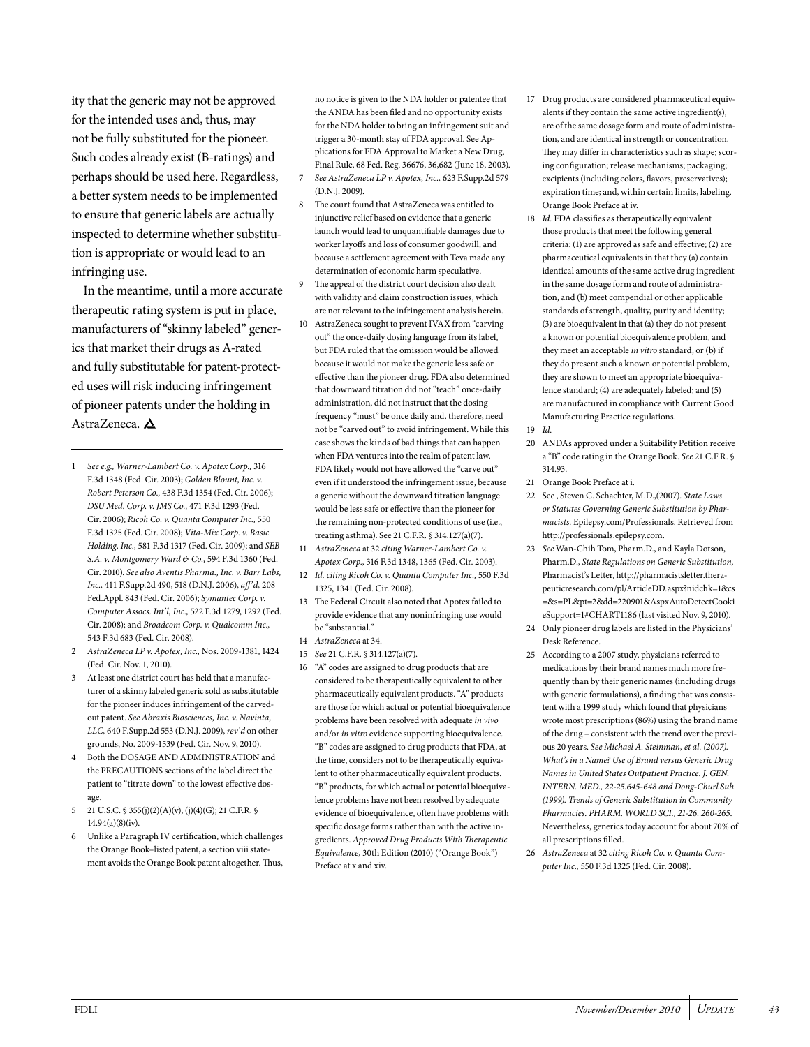ity that the generic may not be approved for the intended uses and, thus, may not be fully substituted for the pioneer. Such codes already exist (B-ratings) and perhaps should be used here. Regardless, a better system needs to be implemented to ensure that generic labels are actually inspected to determine whether substitution is appropriate or would lead to an infringing use.

In the meantime, until a more accurate therapeutic rating system is put in place, manufacturers of "skinny labeled" generics that market their drugs as A-rated and fully substitutable for patent-protected uses will risk inducing infringement of pioneer patents under the holding in AstraZeneca.

---

1 *See e.g., Warner-Lambert Co. v. Apotex Corp.,* 316 F.3d 1348 (Fed. Cir. 2003); *Golden Blount, Inc. v. Robert Peterson Co.,* 438 F.3d 1354 (Fed. Cir. 2006); *DSU Med. Corp. v. JMS Co.,* 471 F.3d 1293 (Fed. Cir. 2006); *Ricoh Co. v. Quanta Computer Inc.,* 550 F.3d 1325 (Fed. Cir. 2008); *Vita-Mix Corp. v. Basic Holding, Inc.,* 581 F.3d 1317 (Fed. Cir. 2009); and *SEB S.A. v. Montgomery Ward & Co.,* 594 F.3d 1360 (Fed. Cir. 2010). *See also Aventis Pharma., Inc. v. Barr Labs, Inc.,* 411 F.Supp.2d 490, 518 (D.N.J. 2006), *aff'd,* 208 Fed.Appl. 843 (Fed. Cir. 2006); *Symantec Corp. v. Computer Assocs. Int'l, Inc.,* 522 F.3d 1279, 1292 (Fed. Cir. 2008); and *Broadcom Corp. v. Qualcomm Inc.,* 543 F.3d 683 (Fed. Cir. 2008).

2 *AstraZeneca LP v. Apotex, Inc.,* Nos. 2009-1381, 1424 (Fed. Cir. Nov. 1, 2010).

3 At least one district court has held that a manufacturer of a skinny labeled generic sold as substitutable for the pioneer induces infringement of the carved-out patent. *See Abraxis Biosciences, Inc. v. Navinta, LLC,* 640 F.Supp.2d 553 (D.N.J. 2009), *rev'd* on other grounds, No. 2009-1539 (Fed. Cir. Nov. 9, 2010).

4 Both the DOSAGE AND ADMINISTRATION and the PRECAUTIONS sections of the label direct the patient to "titrate down" to the lowest effective dosage.

5 21 U.S.C. § 355(j)(2)(A)(v), (j)(4)(G); 21 C.F.R. § 14.94(a)(8)(iv).

6 Unlike a Paragraph IV certification, which challenges the Orange Book–listed patent, a section viii statement avoids the Orange Book patent altogether. Thus, no notice is given to the NDA holder or patentee that the ANDA has been filed and no opportunity exists for the NDA holder to bring an infringement suit and trigger a 30-month stay of FDA approval. See Applications for FDA Approval to Market a New Drug, Final Rule, 68 Fed. Reg. 36676, 36,682 (June 18, 2003).

7 *See AstraZeneca LP v. Apotex, Inc.,* 623 F.Supp.2d 579 (D.N.J. 2009).

8 The court found that AstraZeneca was entitled to injunctive relief based on evidence that a generic launch would lead to unquantifiable damages due to worker layoffs and loss of consumer goodwill, and because a settlement agreement with Teva made any determination of economic harm speculative.

9 The appeal of the district court decision also dealt with validity and claim construction issues, which are not relevant to the infringement analysis herein.

10 AstraZeneca sought to prevent IVAX from "carving out" the once-daily dosing language from its label, but FDA ruled that the omission would be allowed because it would not make the generic less safe or effective than the pioneer drug. FDA also determined that downward titration did not "teach" once-daily administration, did not instruct that the dosing frequency "must" be once daily and, therefore, need not be "carved out" to avoid infringement. While this case shows the kinds of bad things that can happen when FDA ventures into the realm of patent law, FDA likely would not have allowed the "carve out" even if it understood the infringement issue, because a generic without the downward titration language would be less safe or effective than the pioneer for the remaining non-protected conditions of use (i.e., treating asthma). See 21 C.F.R. § 314.127(a)(7).

11 *AstraZeneca* at 32 *citing Warner-Lambert Co. v. Apotex Corp.,* 316 F.3d 1348, 1365 (Fed. Cir. 2003).

12 *Id. citing Ricoh Co. v. Quanta Computer Inc.,* 550 F.3d 1325, 1341 (Fed. Cir. 2008).

13 The Federal Circuit also noted that Apotex failed to provide evidence that any noninfringing use would be "substantial."

14 *AstraZeneca* at 34.

15 *See* 21 C.F.R. § 314.127(a)(7).

16 "A" codes are assigned to drug products that are considered to be therapeutically equivalent to other pharmaceutically equivalent products. "A" products are those for which actual or potential bioequivalence problems have been resolved with adequate *in vivo* and/or *in vitro* evidence supporting bioequivalence. "B" codes are assigned to drug products that FDA, at the time, considers not to be therapeutically equivalent to other pharmaceutically equivalent products. "B" products, for which actual or potential bioequivalence problems have not been resolved by adequate evidence of bioequivalence, often have problems with specific dosage forms rather than with the active ingredients. *Approved Drug Products With Therapeutic Equivalence,* 30th Edition (2010) ("Orange Book") Preface at x and xiv.

17 Drug products are considered pharmaceutical equivalents if they contain the same active ingredient(s), are of the same dosage form and route of administration, and are identical in strength or concentration. They may differ in characteristics such as shape; scoring configuration; release mechanisms; packaging; excipients (including colors, flavors, preservatives); expiration time; and, within certain limits, labeling. Orange Book Preface at iv.

18 *Id.* FDA classifies as therapeutically equivalent those products that meet the following general criteria: (1) are approved as safe and effective; (2) are pharmaceutical equivalents in that they (a) contain identical amounts of the same active drug ingredient in the same dosage form and route of administration, and (b) meet compendial or other applicable standards of strength, quality, purity and identity; (3) are bioequivalent in that (a) they do not present a known or potential bioequivalence problem, and they meet an acceptable *in vitro* standard, or (b) if they do present such a known or potential problem, they are shown to meet an appropriate bioequivalence standard; (4) are adequately labeled; and (5) are manufactured in compliance with Current Good Manufacturing Practice regulations.

19 *Id.*

20 ANDAs approved under a Suitability Petition receive a "B" code rating in the Orange Book. *See* 21 C.F.R. § 314.93.

21 Orange Book Preface at i.

22 See , Steven C. Schachter, M.D.,(2007). *State Laws or Statutes Governing Generic Substitution by Pharmacists.* Epilepsy.com/Professionals. Retrieved from http://professionals.epilepsy.com.

23 *See* Wan-Chih Tom, Pharm.D., and Kayla Dotson, Pharm.D., *State Regulations on Generic Substitution,* Pharmacist's Letter, http://pharmacistsletter.therapeuticresearch.com/pl/ArticleDD.aspx?nidchk=1&cs=&s=PL&pt=2&dd=220901&AspxAutoDetectCookieSupport=1#CHART1186 (last visited Nov. 9, 2010).

24 Only pioneer drug labels are listed in the Physicians' Desk Reference.

25 According to a 2007 study, physicians referred to medications by their brand names much more frequently than by their generic names (including drugs with generic formulations), a finding that was consistent with a 1999 study which found that physicians wrote most prescriptions (86%) using the brand name of the drug – consistent with the trend over the previous 20 years. *See Michael A. Steinman, et al. (2007). What's in a Name? Use of Brand versus Generic Drug Names in United States Outpatient Practice. J. GEN. INTERN. MED., 22-25.645-648 and Dong-Churl Suh. (1999). Trends of Generic Substitution in Community Pharmacies. PHARM. WORLD SCI., 21-26. 260-265.* Nevertheless, generics today account for about 70% of all prescriptions filled.

26 *AstraZeneca* at 32 *citing Ricoh Co. v. Quanta Computer Inc.,* 550 F.3d 1325 (Fed. Cir. 2008).